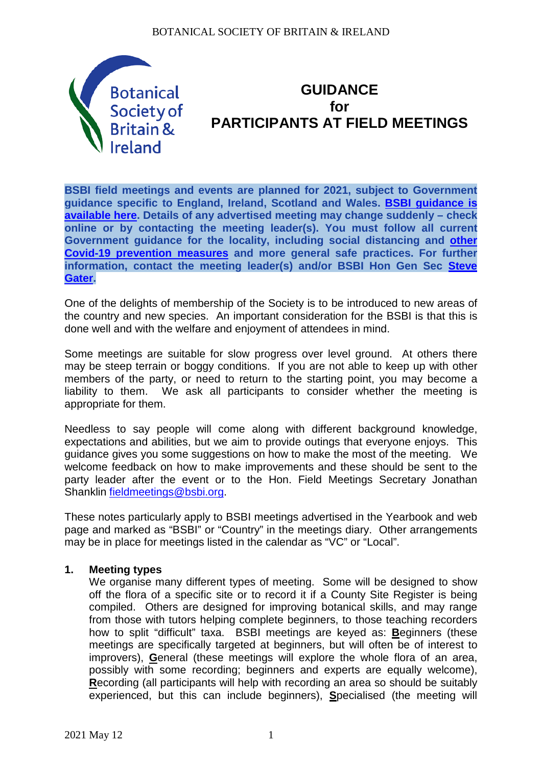# GUIDANCE for PARTICIPANTS AT FIELD MEETINGS

**BSBI field meetings and events are planned for 2021, subject to Government guidance specific to England, Ireland, Scotland and Wales. BSBI guidance is available here. Details of any advertised meeting may change suddenly – check online or by contacting the meeting leader(s). You must follow all current Government guidance for the locality, including social distancing and other Covid-19 prevention measures and more general safe practices. For further information, contact the meeting leader(s) and/or BSBI Hon Gen Sec Steve Gater.**

One of the delights of membership of the Society is to be introduced to new areas of the country and new species. An important consideration for the BSBI is that this is done well and with the welfare and enjoyment of attendees in mind.

Some meetings are suitable for slow progress over level ground. At others there may be steep terrain or boggy conditions. If you are not able to keep up with other members of the party, or need to return to the starting point, you may become a liability to them. We ask all participants to consider whether the meeting is appropriate for them.

Needless to say people will come along with different background knowledge, expectations and abilities, but we aim to provide outings that everyone enjoys. This guidance gives you some suggestions on how to make the most of the meeting. We welcome feedback on how to make improvements and these should be sent to the party leader after the event or to the Hon. Field Meetings Secretary Jonathan Shanklin fieldmeetings@bsbi.org.

These notes particularly apply to BSBI meetings advertised in the Yearbook and web page and marked as "BSBI" or "Country" in the meetings diary. Other arrangements may be in place for meetings listed in the calendar as "VC" or "Local".

## 1. Meeting types

We organise many different types of meeting. Some will be designed to show off the flora of a specific site or to record it if a County Site Register is being compiled. Others are designed for improving botanical skills, and may range from those with tutors helping complete beginners, to those teaching recorders how to split "difficult" taxa. BSBI meetings are keyed as: **B**eginners (these meetings are specifically targeted at beginners, but will often be of interest to improvers), **G**eneral (these meetings will explore the whole flora of an area, possibly with some recording; beginners and experts are equally welcome), **R**ecording (all participants will help with recording an area so should be suitably experienced, but this can include beginners), **S**pecialised (the meeting will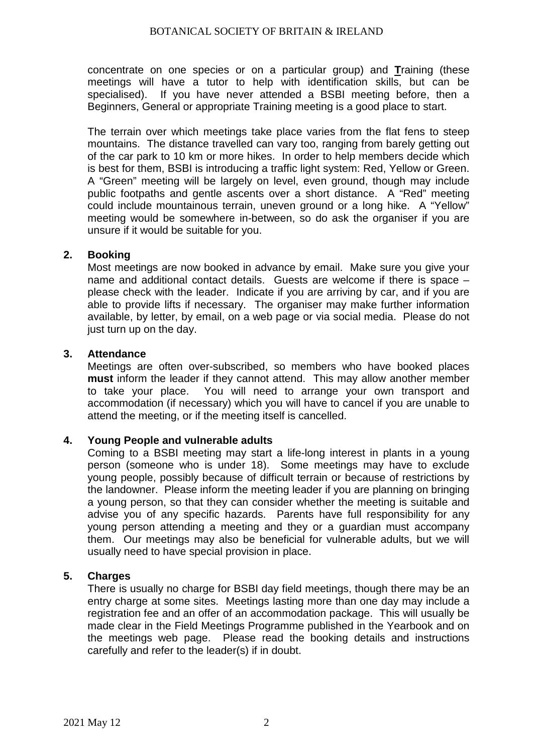concentrate on one species or on a particular group) and **T**raining (these meetings will have a tutor to help with identification skills, but can be specialised). If you have never attended a BSBI meeting before, then a Beginners, General or appropriate Training meeting is a good place to start.

The terrain over which meetings take place varies from the flat fens to steep mountains. The distance travelled can vary too, ranging from barely getting out of the car park to 10 km or more hikes. In order to help members decide which is best for them, BSBI is introducing a traffic light system: Red, Yellow or Green. A "Green" meeting will be largely on level, even ground, though may include public footpaths and gentle ascents over a short distance. A "Red" meeting could include mountainous terrain, uneven ground or a long hike. A "Yellow" meeting would be somewhere in-between, so do ask the organiser if you are unsure if it would be suitable for you.

## 2. Booking

Most meetings are now booked in advance by email. Make sure you give your name and additional contact details. Guests are welcome if there is space – please check with the leader. Indicate if you are arriving by car, and if you are able to provide lifts if necessary. The organiser may make further information available, by letter, by email, on a web page or via social media. Please do not just turn up on the day.

## 3. Attendance

Meetings are often over-subscribed, so members who have booked places **must** inform the leader if they cannot attend. This may allow another member to take your place. You will need to arrange your own transport and accommodation (if necessary) which you will have to cancel if you are unable to attend the meeting, or if the meeting itself is cancelled.

## 4. Young People and vulnerable adults

Coming to a BSBI meeting may start a life-long interest in plants in a young person (someone who is under 18). Some meetings may have to exclude young people, possibly because of difficult terrain or because of restrictions by the landowner. Please inform the meeting leader if you are planning on bringing a young person, so that they can consider whether the meeting is suitable and advise you of any specific hazards. Parents have full responsibility for any young person attending a meeting and they or a guardian must accompany them. Our meetings may also be beneficial for vulnerable adults, but we will usually need to have special provision in place.

## 5. Charges

There is usually no charge for BSBI day field meetings, though there may be an entry charge at some sites. Meetings lasting more than one day may include a registration fee and an offer of an accommodation package. This will usually be made clear in the Field Meetings Programme published in the Yearbook and on the meetings web page. Please read the booking details and instructions carefully and refer to the leader(s) if in doubt.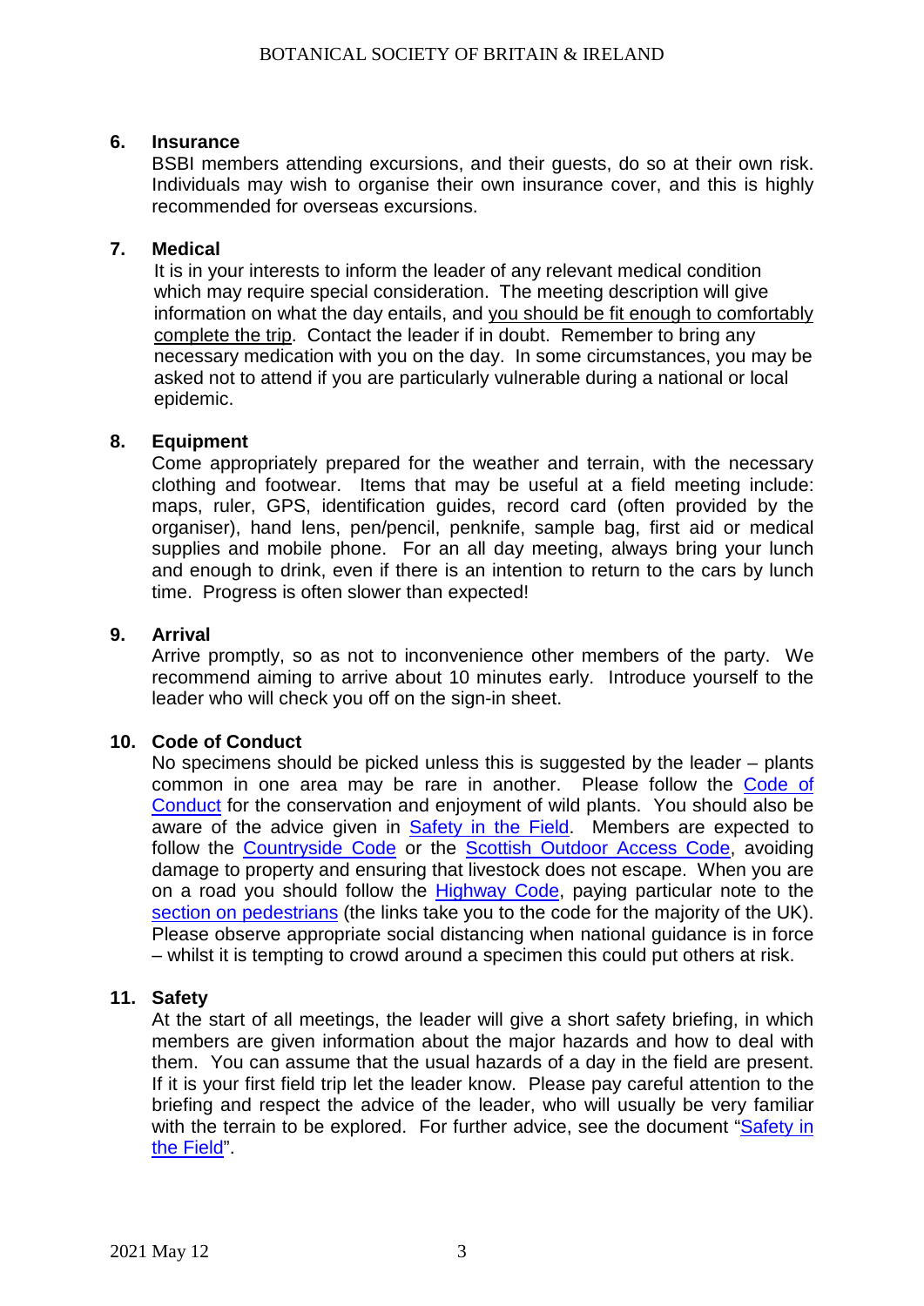## 6. Insurance

BSBI members attending excursions, and their guests, do so at their own risk. Individuals may wish to organise their own insurance cover, and this is highly recommended for overseas excursions.

## 7. Medical

It is in your interests to inform the leader of any relevant medical condition which may require special consideration. The meeting description will give information on what the day entails, and <u>you should be fit enough to comfortably complete the trip</u>. Contact the leader if in doubt. Remember to bring any necessary medication with you on the day. In some circumstances, you may be asked not to attend if you are particularly vulnerable during a national or local epidemic.

## 8. Equipment

Come appropriately prepared for the weather and terrain, with the necessary clothing and footwear. Items that may be useful at a field meeting include: maps, ruler, GPS, identification guides, record card (often provided by the organiser), hand lens, pen/pencil, penknife, sample bag, first aid or medical supplies and mobile phone. For an all day meeting, always bring your lunch and enough to drink, even if there is an intention to return to the cars by lunch time. Progress is often slower than expected!

## 9. Arrival

Arrive promptly, so as not to inconvenience other members of the party. We recommend aiming to arrive about 10 minutes early. Introduce yourself to the leader who will check you off on the sign-in sheet.

## 10. Code of Conduct

No specimens should be picked unless this is suggested by the leader – plants common in one area may be rare in another. Please follow the Code of Conduct for the conservation and enjoyment of wild plants. You should also be aware of the advice given in Safety in the Field. Members are expected to follow the Countryside Code or the Scottish Outdoor Access Code, avoiding damage to property and ensuring that livestock does not escape. When you are on a road you should follow the Highway Code, paying particular note to the section on pedestrians (the links take you to the code for the majority of the UK). Please observe appropriate social distancing when national guidance is in force – whilst it is tempting to crowd around a specimen this could put others at risk.

## 11. Safety

At the start of all meetings, the leader will give a short safety briefing, in which members are given information about the major hazards and how to deal with them. You can assume that the usual hazards of a day in the field are present. If it is your first field trip let the leader know. Please pay careful attention to the briefing and respect the advice of the leader, who will usually be very familiar with the terrain to be explored. For further advice, see the document "Safety in the Field".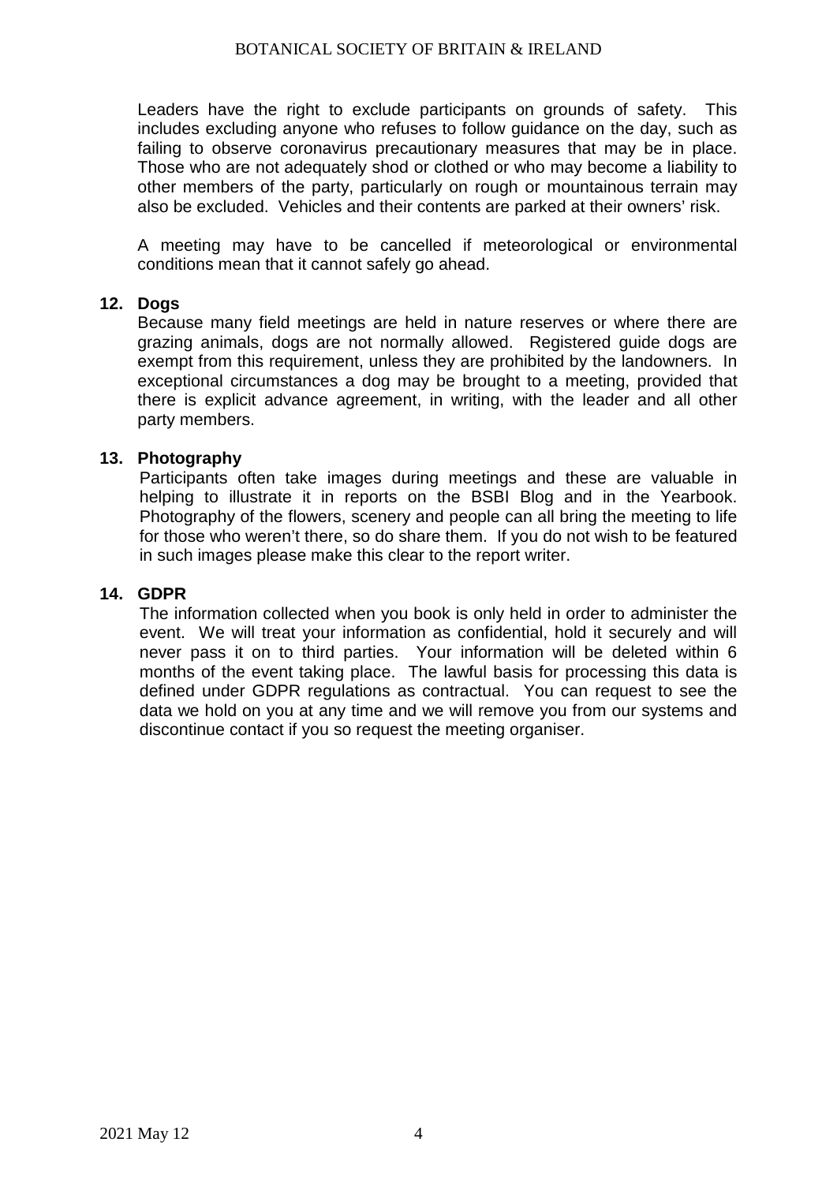Leaders have the right to exclude participants on grounds of safety. This includes excluding anyone who refuses to follow guidance on the day, such as failing to observe coronavirus precautionary measures that may be in place. Those who are not adequately shod or clothed or who may become a liability to other members of the party, particularly on rough or mountainous terrain may also be excluded. Vehicles and their contents are parked at their owners' risk.

A meeting may have to be cancelled if meteorological or environmental conditions mean that it cannot safely go ahead.

**12. Dogs**

Because many field meetings are held in nature reserves or where there are grazing animals, dogs are not normally allowed. Registered guide dogs are exempt from this requirement, unless they are prohibited by the landowners. In exceptional circumstances a dog may be brought to a meeting, provided that there is explicit advance agreement, in writing, with the leader and all other party members.

**13. Photography**

Participants often take images during meetings and these are valuable in helping to illustrate it in reports on the BSBI Blog and in the Yearbook. Photography of the flowers, scenery and people can all bring the meeting to life for those who weren't there, so do share them. If you do not wish to be featured in such images please make this clear to the report writer.

**14. GDPR**

The information collected when you book is only held in order to administer the event. We will treat your information as confidential, hold it securely and will never pass it on to third parties. Your information will be deleted within 6 months of the event taking place. The lawful basis for processing this data is defined under GDPR regulations as contractual. You can request to see the data we hold on you at any time and we will remove you from our systems and discontinue contact if you so request the meeting organiser.